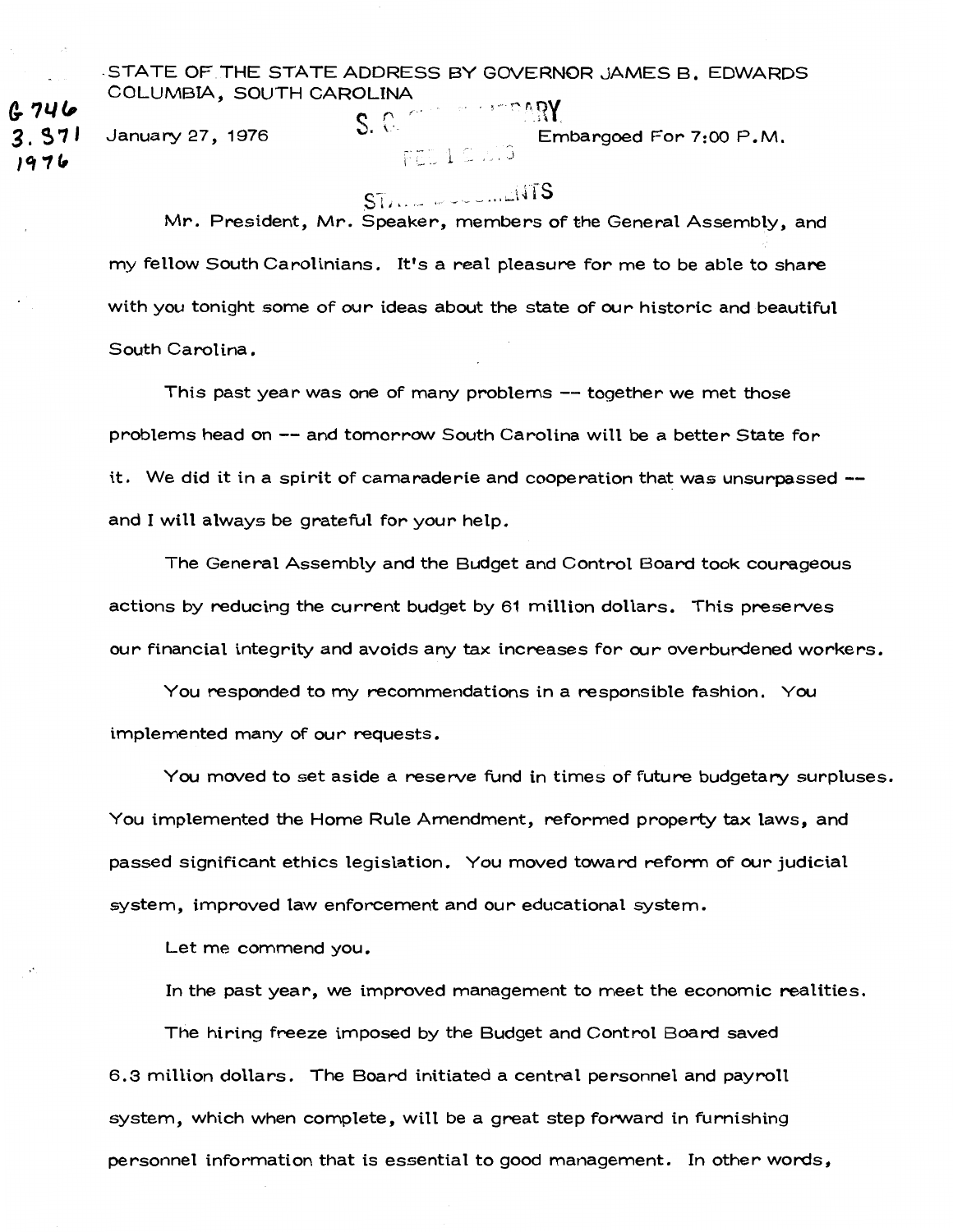STATE OF THE STATE ADDRESS BY GOVERNOR JAMES B. EDWARDS
COLUMBIA, SOUTH CAROLINA

January 27, 1976 Embargoed For 7:00 P.M.

Mr. President, Mr. Speaker, members of the General Assembly, and my fellow South Carolinians. It's a real pleasure for me to be able to share with you tonight some of our ideas about the state of our historic and beautiful South Carolina.

This past year was one of many problems -- together we met those problems head on -- and tomorrow South Carolina will be a better State for it. We did it in a spirit of camaraderie and cooperation that was unsurpassed -- and I will always be grateful for your help.

The General Assembly and the Budget and Control Board took courageous actions by reducing the current budget by 61 million dollars. This preserves our financial integrity and avoids any tax increases for our overburdened workers.

You responded to my recommendations in a responsible fashion. You implemented many of our requests.

You moved to set aside a reserve fund in times of future budgetary surpluses. You implemented the Home Rule Amendment, reformed property tax laws, and passed significant ethics legislation. You moved toward reform of our judicial system, improved law enforcement and our educational system.

Let me commend you.

In the past year, we improved management to meet the economic realities.

The hiring freeze imposed by the Budget and Control Board saved 6.3 million dollars. The Board initiated a central personnel and payroll system, which when complete, will be a great step forward in furnishing personnel information that is essential to good management. In other words,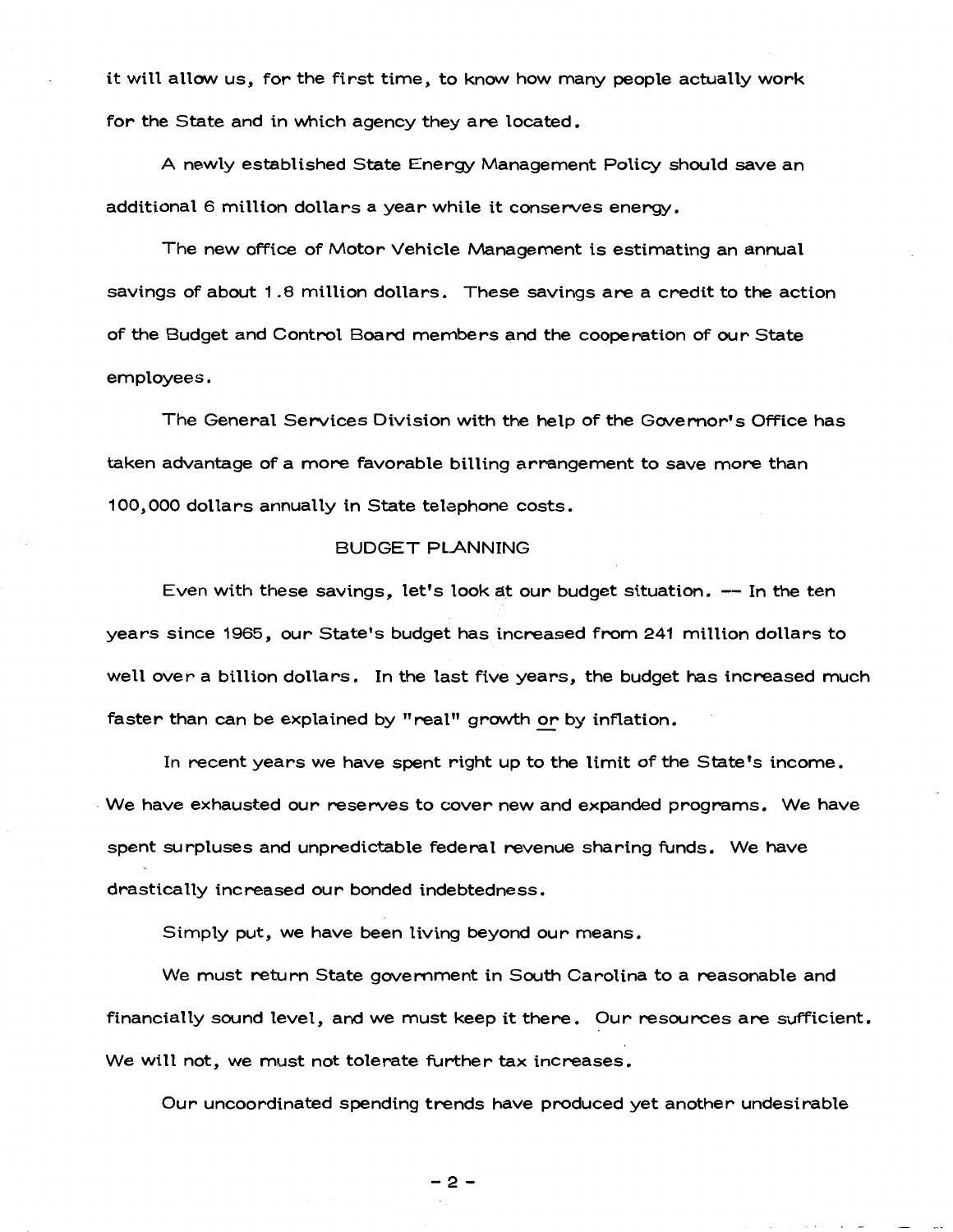it will allow us, for the first time, to know how many people actually work for the State and in which agency they are located.

A newly established State Energy Management Policy should save an additional 6 million dollars a year while it conserves energy.

The new office of Motor Vehicle Management is estimating an annual savings of about 1.8 million dollars. These savings are a credit to the action of the Budget and Control Board members and the cooperation of our State employees.

The General Services Division with the help of the Governor's Office has taken advantage of a more favorable billing arrangement to save more than 100,000 dollars annually in State telephone costs.

## BUDGET PLANNING

Even with these savings, let's look at our budget situation. -- In the ten years since 1965, our State's budget has increased from 241 million dollars to well over a billion dollars. In the last five years, the budget has increased much faster than can be explained by "real" growth <u>or</u> by inflation.

In recent years we have spent right up to the limit of the State's income. We have exhausted our reserves to cover new and expanded programs. We have spent surpluses and unpredictable federal revenue sharing funds. We have drastically increased our bonded indebtedness.

Simply put, we have been living beyond our means.

We must return State government in South Carolina to a reasonable and financially sound level, and we must keep it there. Our resources are sufficient. We will not, we must not tolerate further tax increases.

Our uncoordinated spending trends have produced yet another undesirable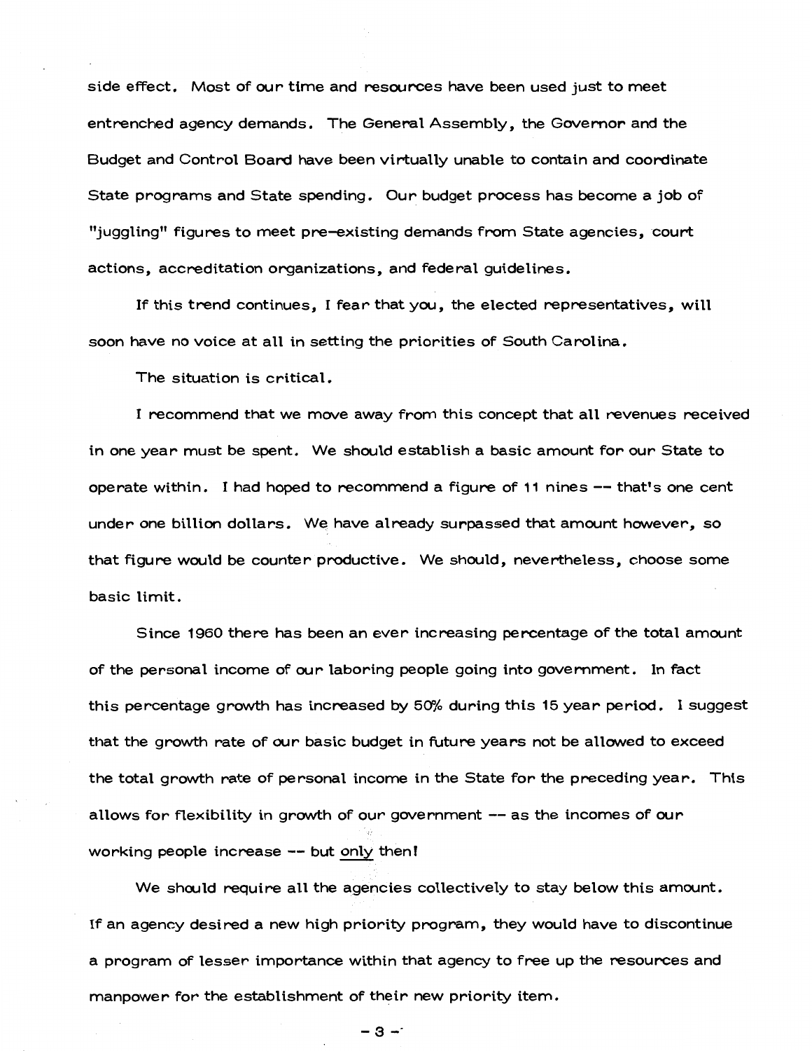side effect. Most of our time and resources have been used just to meet entrenched agency demands. The General Assembly, the Governor and the Budget and Control Board have been virtually unable to contain and coordinate State programs and State spending. Our budget process has become a job of "juggling" figures to meet pre-existing demands from State agencies, court actions, accreditation organizations, and federal guidelines.

If this trend continues, I fear that you, the elected representatives, will soon have no voice at all in setting the priorities of South Carolina.

The situation is critical.

I recommend that we move away from this concept that all revenues received in one year must be spent. We should establish a basic amount for our State to operate within. I had hoped to recommend a figure of 11 nines -- that's one cent under one billion dollars. We have already surpassed that amount however, so that figure would be counter productive. We should, nevertheless, choose some basic limit.

Since 1960 there has been an ever increasing percentage of the total amount of the personal income of our laboring people going into government. In fact this percentage growth has increased by 50% during this 15 year period. I suggest that the growth rate of our basic budget in future years not be allowed to exceed the total growth rate of personal income in the State for the preceding year. This allows for flexibility in growth of our government -- as the incomes of our working people increase -- but <u>only</u> then!

We should require all the agencies collectively to stay below this amount. If an agency desired a new high priority program, they would have to discontinue a program of lesser importance within that agency to free up the resources and manpower for the establishment of their new priority item.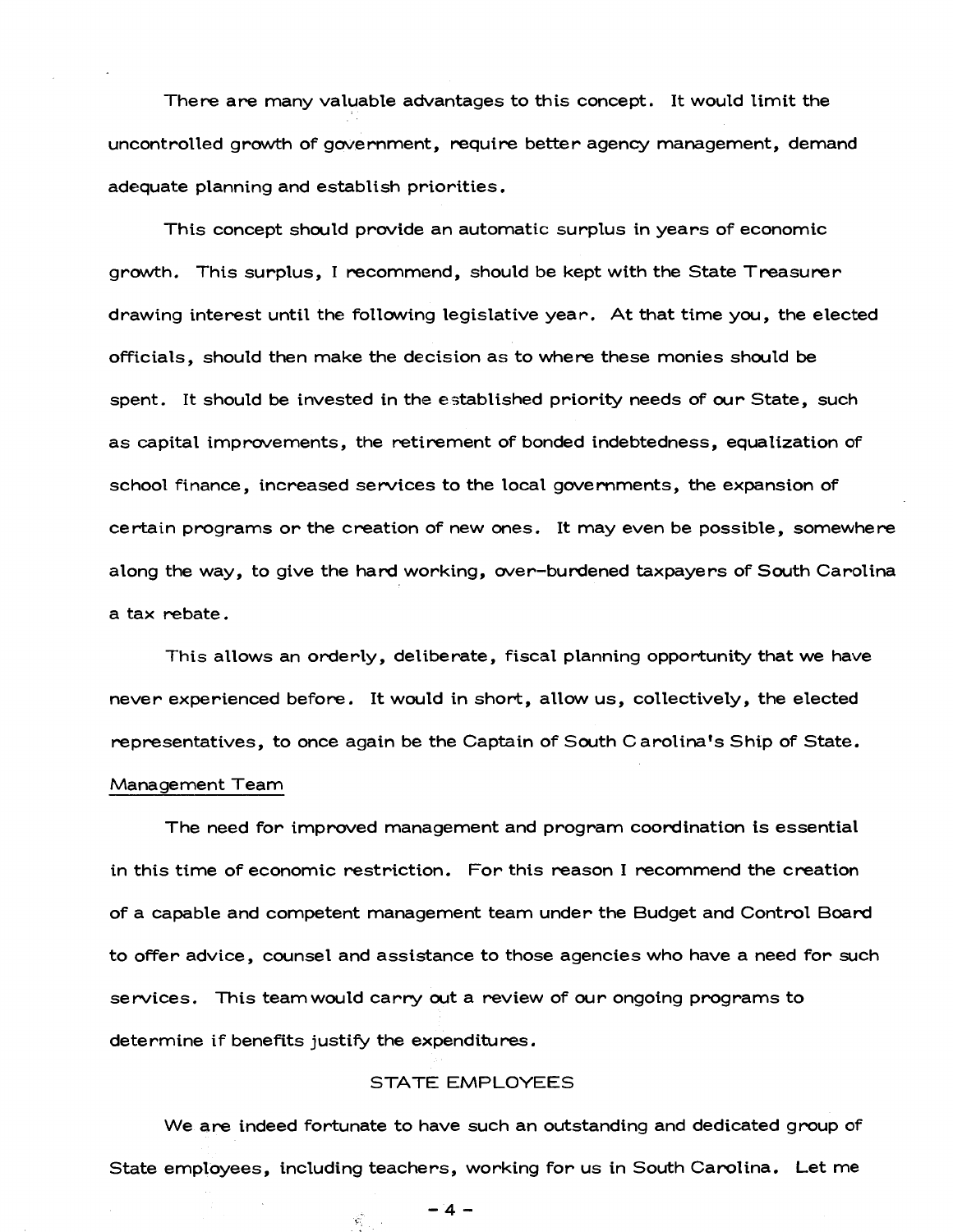There are many valuable advantages to this concept. It would limit the uncontrolled growth of government, require better agency management, demand adequate planning and establish priorities.

This concept should provide an automatic surplus in years of economic growth. This surplus, I recommend, should be kept with the State Treasurer drawing interest until the following legislative year. At that time you, the elected officials, should then make the decision as to where these monies should be spent. It should be invested in the established priority needs of our State, such as capital improvements, the retirement of bonded indebtedness, equalization of school finance, increased services to the local governments, the expansion of certain programs or the creation of new ones. It may even be possible, somewhere along the way, to give the hard working, over-burdened taxpayers of South Carolina a tax rebate.

This allows an orderly, deliberate, fiscal planning opportunity that we have never experienced before. It would in short, allow us, collectively, the elected representatives, to once again be the Captain of South Carolina's Ship of State.

### Management Team

The need for improved management and program coordination is essential in this time of economic restriction. For this reason I recommend the creation of a capable and competent management team under the Budget and Control Board to offer advice, counsel and assistance to those agencies who have a need for such services. This team would carry out a review of our ongoing programs to determine if benefits justify the expenditures.

## STATE EMPLOYEES

We are indeed fortunate to have such an outstanding and dedicated group of State employees, including teachers, working for us in South Carolina. Let me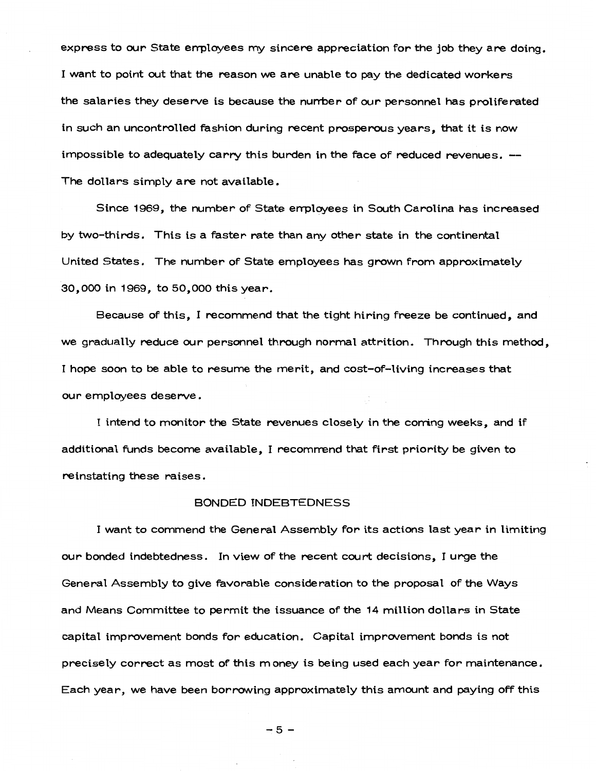express to our State employees my sincere appreciation for the job they are doing. I want to point out that the reason we are unable to pay the dedicated workers the salaries they deserve is because the number of our personnel has proliferated in such an uncontrolled fashion during recent prosperous years, that it is now impossible to adequately carry this burden in the face of reduced revenues. -- The dollars simply are not available.

Since 1969, the number of State employees in South Carolina has increased by two-thirds. This is a faster rate than any other state in the continental United States. The number of State employees has grown from approximately 30,000 in 1969, to 50,000 this year.

Because of this, I recommend that the tight hiring freeze be continued, and we gradually reduce our personnel through normal attrition. Through this method, I hope soon to be able to resume the merit, and cost-of-living increases that our employees deserve.

I intend to monitor the State revenues closely in the coming weeks, and if additional funds become available, I recommend that first priority be given to reinstating these raises.

## BONDED INDEBTEDNESS

I want to commend the General Assembly for its actions last year in limiting our bonded indebtedness. In view of the recent court decisions, I urge the General Assembly to give favorable consideration to the proposal of the Ways and Means Committee to permit the issuance of the 14 million dollars in State capital improvement bonds for education. Capital improvement bonds is not precisely correct as most of this money is being used each year for maintenance. Each year, we have been borrowing approximately this amount and paying off this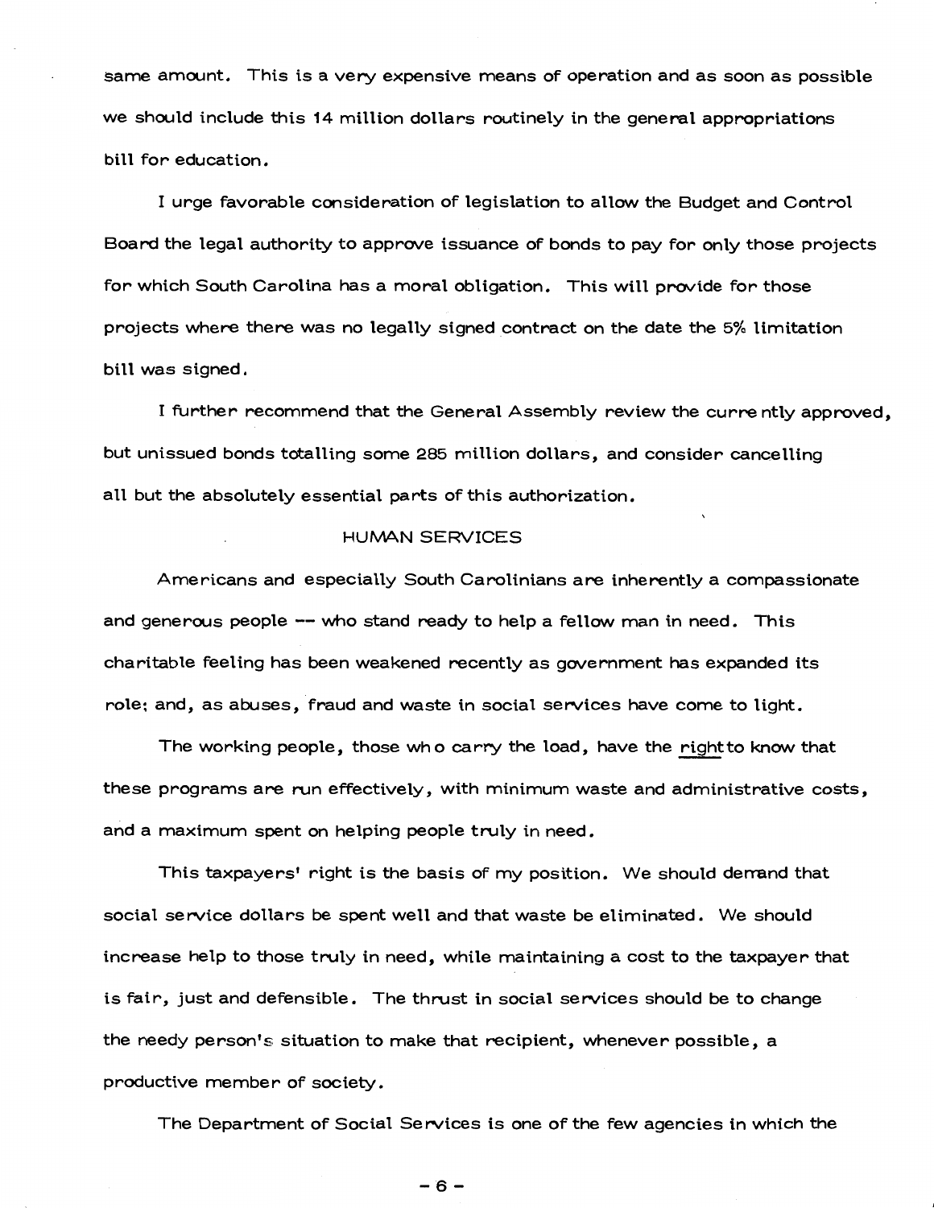same amount. This is a very expensive means of operation and as soon as possible we should include this 14 million dollars routinely in the general appropriations bill for education.

I urge favorable consideration of legislation to allow the Budget and Control Board the legal authority to approve issuance of bonds to pay for only those projects for which South Carolina has a moral obligation. This will provide for those projects where there was no legally signed contract on the date the 5% limitation bill was signed.

I further recommend that the General Assembly review the currently approved, but unissued bonds totalling some 285 million dollars, and consider cancelling all but the absolutely essential parts of this authorization.

## HUMAN SERVICES

Americans and especially South Carolinians are inherently a compassionate and generous people -- who stand ready to help a fellow man in need. This charitable feeling has been weakened recently as government has expanded its role; and, as abuses, fraud and waste in social services have come to light.

The working people, those who carry the load, have the right to know that these programs are run effectively, with minimum waste and administrative costs, and a maximum spent on helping people truly in need.

This taxpayers' right is the basis of my position. We should demand that social service dollars be spent well and that waste be eliminated. We should increase help to those truly in need, while maintaining a cost to the taxpayer that is fair, just and defensible. The thrust in social services should be to change the needy person's situation to make that recipient, whenever possible, a productive member of society.

The Department of Social Services is one of the few agencies in which the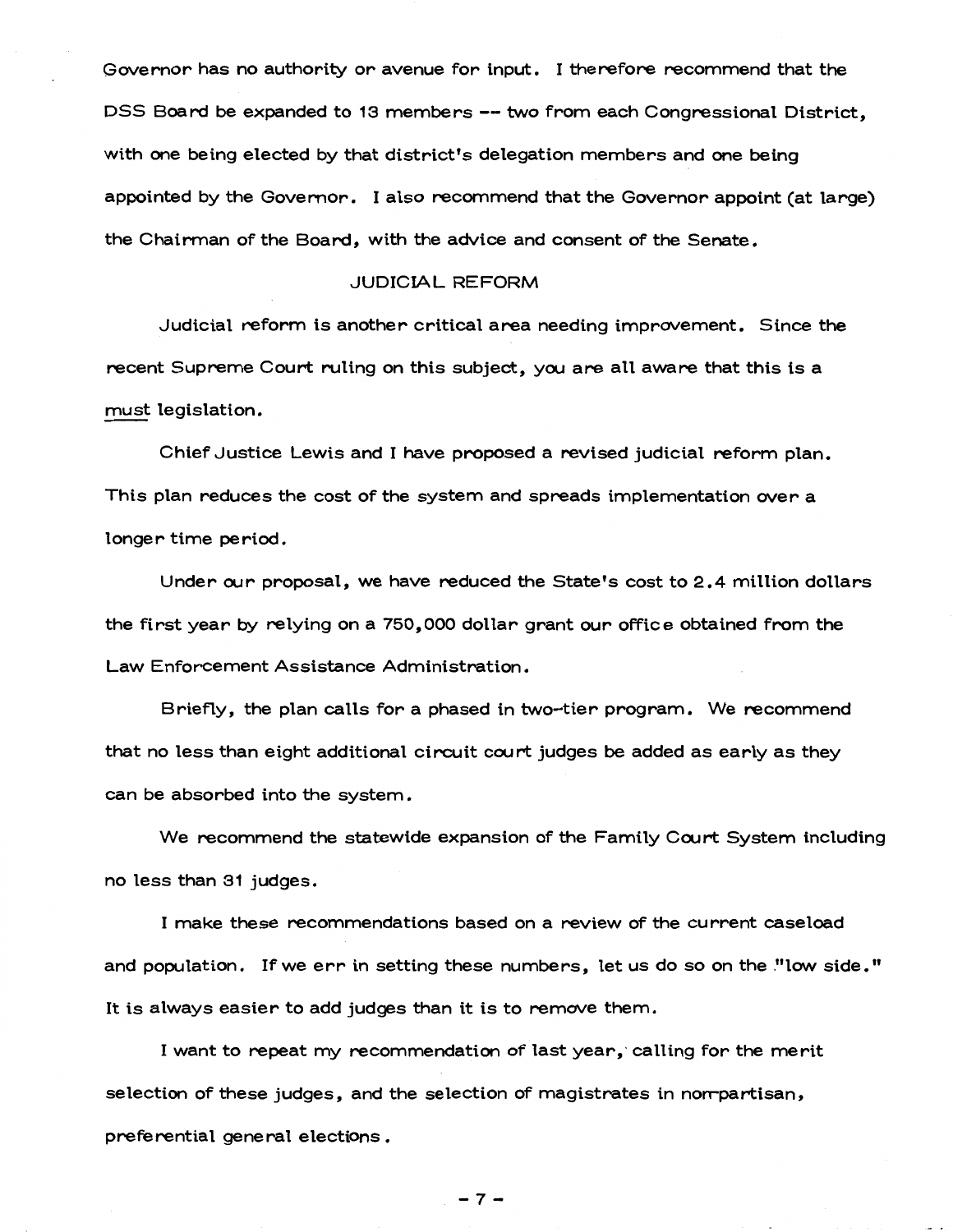Governor has no authority or avenue for input. I therefore recommend that the DSS Board be expanded to 13 members -- two from each Congressional District, with one being elected by that district's delegation members and one being appointed by the Governor. I also recommend that the Governor appoint (at large) the Chairman of the Board, with the advice and consent of the Senate.

## JUDICIAL REFORM

Judicial reform is another critical area needing improvement. Since the recent Supreme Court ruling on this subject, you are all aware that this is a must legislation.

Chief Justice Lewis and I have proposed a revised judicial reform plan. This plan reduces the cost of the system and spreads implementation over a longer time period.

Under our proposal, we have reduced the State's cost to 2.4 million dollars the first year by relying on a 750,000 dollar grant our office obtained from the Law Enforcement Assistance Administration.

Briefly, the plan calls for a phased in two-tier program. We recommend that no less than eight additional circuit court judges be added as early as they can be absorbed into the system.

We recommend the statewide expansion of the Family Court System including no less than 31 judges.

I make these recommendations based on a review of the current caseload and population. If we err in setting these numbers, let us do so on the "low side." It is always easier to add judges than it is to remove them.

I want to repeat my recommendation of last year, calling for the merit selection of these judges, and the selection of magistrates in non-partisan, preferential general elections.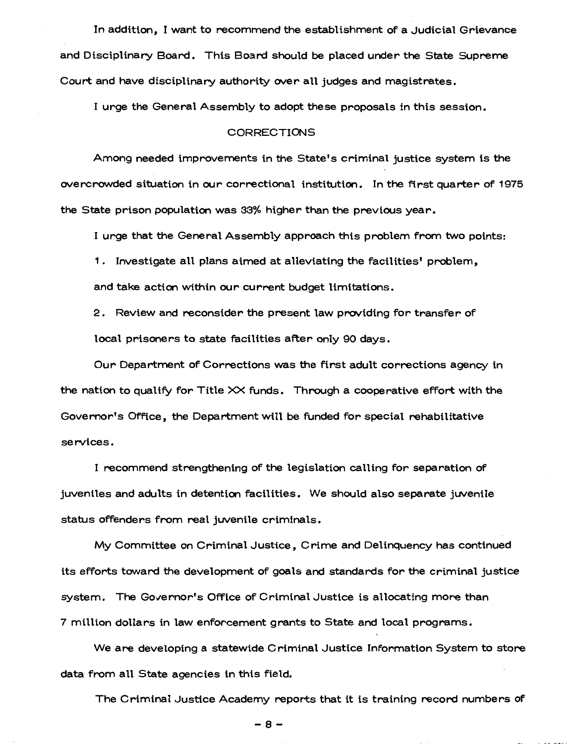In addition, I want to recommend the establishment of a Judicial Grievance and Disciplinary Board. This Board should be placed under the State Supreme Court and have disciplinary authority over all judges and magistrates.

I urge the General Assembly to adopt these proposals in this session.

## CORRECTIONS

Among needed improvements in the State's criminal justice system is the overcrowded situation in our correctional institution. In the first quarter of 1975 the State prison population was 33% higher than the previous year.

I urge that the General Assembly approach this problem from two points:

1. Investigate all plans aimed at alleviating the facilities' problem, and take action within our current budget limitations.

2. Review and reconsider the present law providing for transfer of local prisoners to state facilities after only 90 days.

Our Department of Corrections was the first adult corrections agency in the nation to qualify for Title XX funds. Through a cooperative effort with the Governor's Office, the Department will be funded for special rehabilitative services.

I recommend strengthening of the legislation calling for separation of juveniles and adults in detention facilities. We should also separate juvenile status offenders from real juvenile criminals.

My Committee on Criminal Justice, Crime and Delinquency has continued its efforts toward the development of goals and standards for the criminal justice system. The Governor's Office of Criminal Justice is allocating more than 7 million dollars in law enforcement grants to State and local programs.

We are developing a statewide Criminal Justice Information System to store data from all State agencies in this field.

The Criminal Justice Academy reports that it is training record numbers of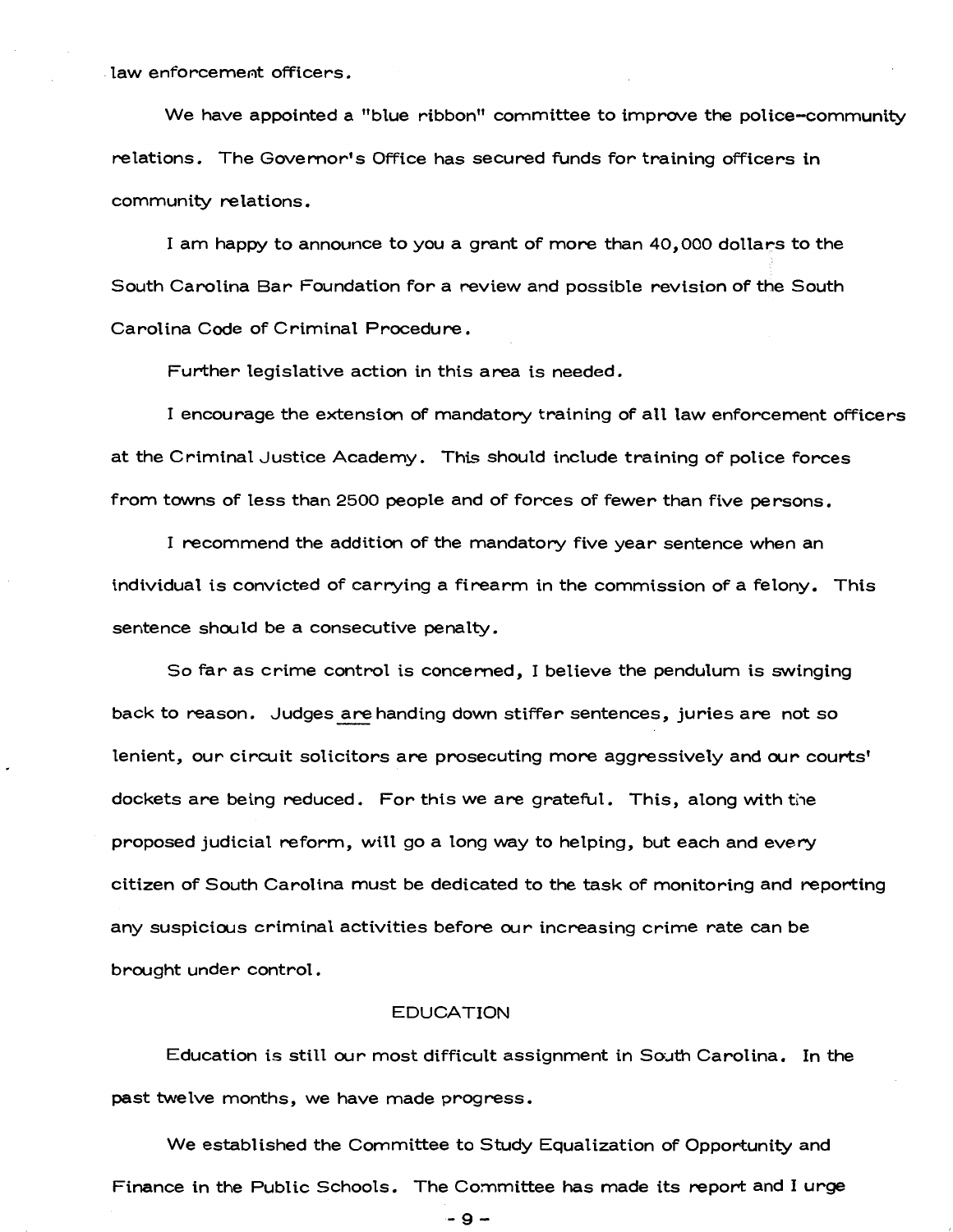law enforcement officers.

We have appointed a "blue ribbon" committee to improve the police-community relations. The Governor's Office has secured funds for training officers in community relations.

I am happy to announce to you a grant of more than 40,000 dollars to the South Carolina Bar Foundation for a review and possible revision of the South Carolina Code of Criminal Procedure.

Further legislative action in this area is needed.

I encourage the extension of mandatory training of all law enforcement officers at the Criminal Justice Academy. This should include training of police forces from towns of less than 2500 people and of forces of fewer than five persons.

I recommend the addition of the mandatory five year sentence when an individual is convicted of carrying a firearm in the commission of a felony. This sentence should be a consecutive penalty.

So far as crime control is concerned, I believe the pendulum is swinging back to reason. Judges are handing down stiffer sentences, juries are not so lenient, our circuit solicitors are prosecuting more aggressively and our courts' dockets are being reduced. For this we are grateful. This, along with the proposed judicial reform, will go a long way to helping, but each and every citizen of South Carolina must be dedicated to the task of monitoring and reporting any suspicious criminal activities before our increasing crime rate can be brought under control.

## EDUCATION

Education is still our most difficult assignment in South Carolina. In the past twelve months, we have made progress.

We established the Committee to Study Equalization of Opportunity and Finance in the Public Schools. The Committee has made its report and I urge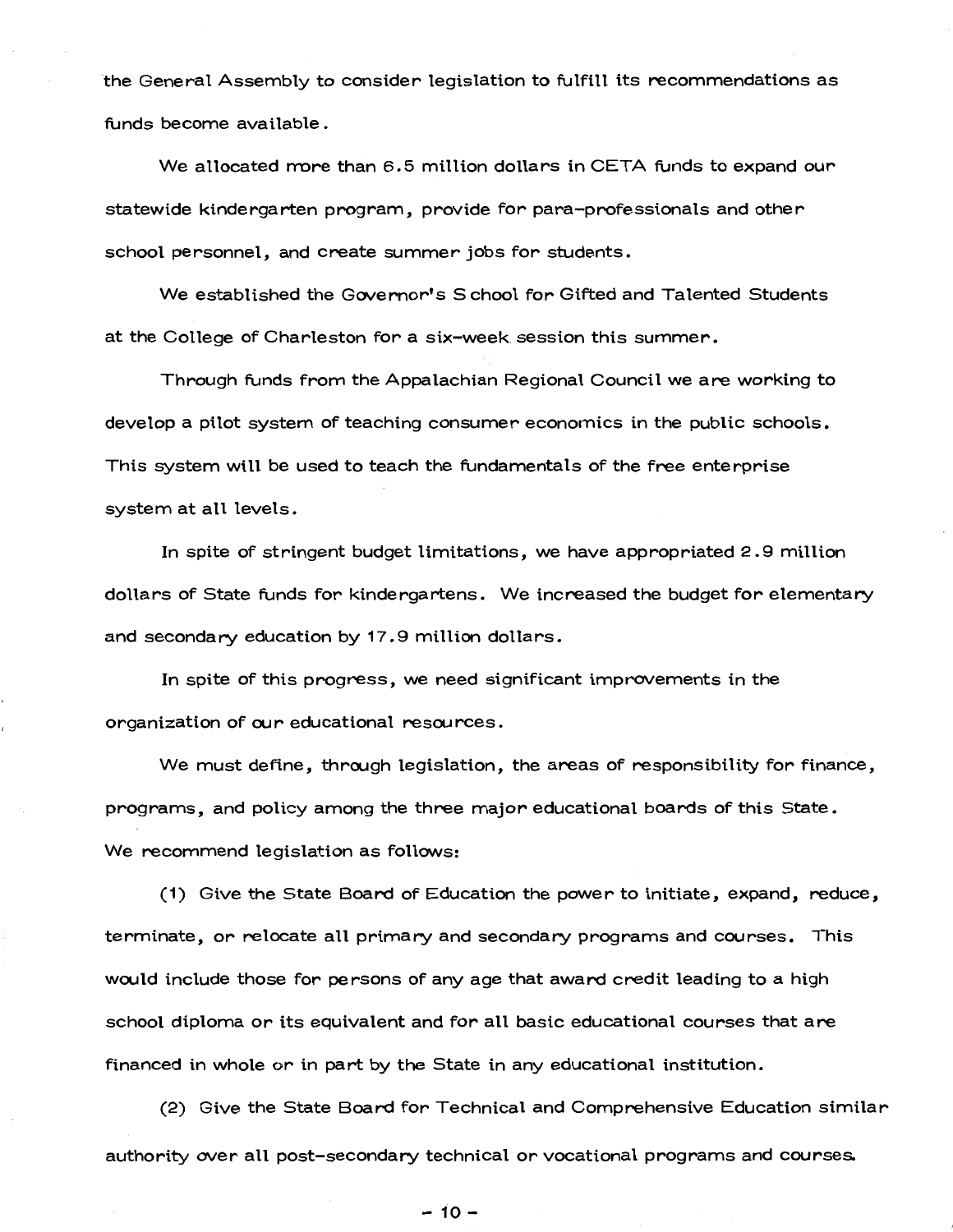the General Assembly to consider legislation to fulfill its recommendations as funds become available.

We allocated more than 6.5 million dollars in CETA funds to expand our statewide kindergarten program, provide for para-professionals and other school personnel, and create summer jobs for students.

We established the Governor's School for Gifted and Talented Students at the College of Charleston for a six-week session this summer.

Through funds from the Appalachian Regional Council we are working to develop a pilot system of teaching consumer economics in the public schools. This system will be used to teach the fundamentals of the free enterprise system at all levels.

In spite of stringent budget limitations, we have appropriated 2.9 million dollars of State funds for kindergartens. We increased the budget for elementary and secondary education by 17.9 million dollars.

In spite of this progress, we need significant improvements in the organization of our educational resources.

We must define, through legislation, the areas of responsibility for finance, programs, and policy among the three major educational boards of this State. We recommend legislation as follows:

(1) Give the State Board of Education the power to initiate, expand, reduce, terminate, or relocate all primary and secondary programs and courses. This would include those for persons of any age that award credit leading to a high school diploma or its equivalent and for all basic educational courses that are financed in whole or in part by the State in any educational institution.

(2) Give the State Board for Technical and Comprehensive Education similar authority over all post-secondary technical or vocational programs and courses.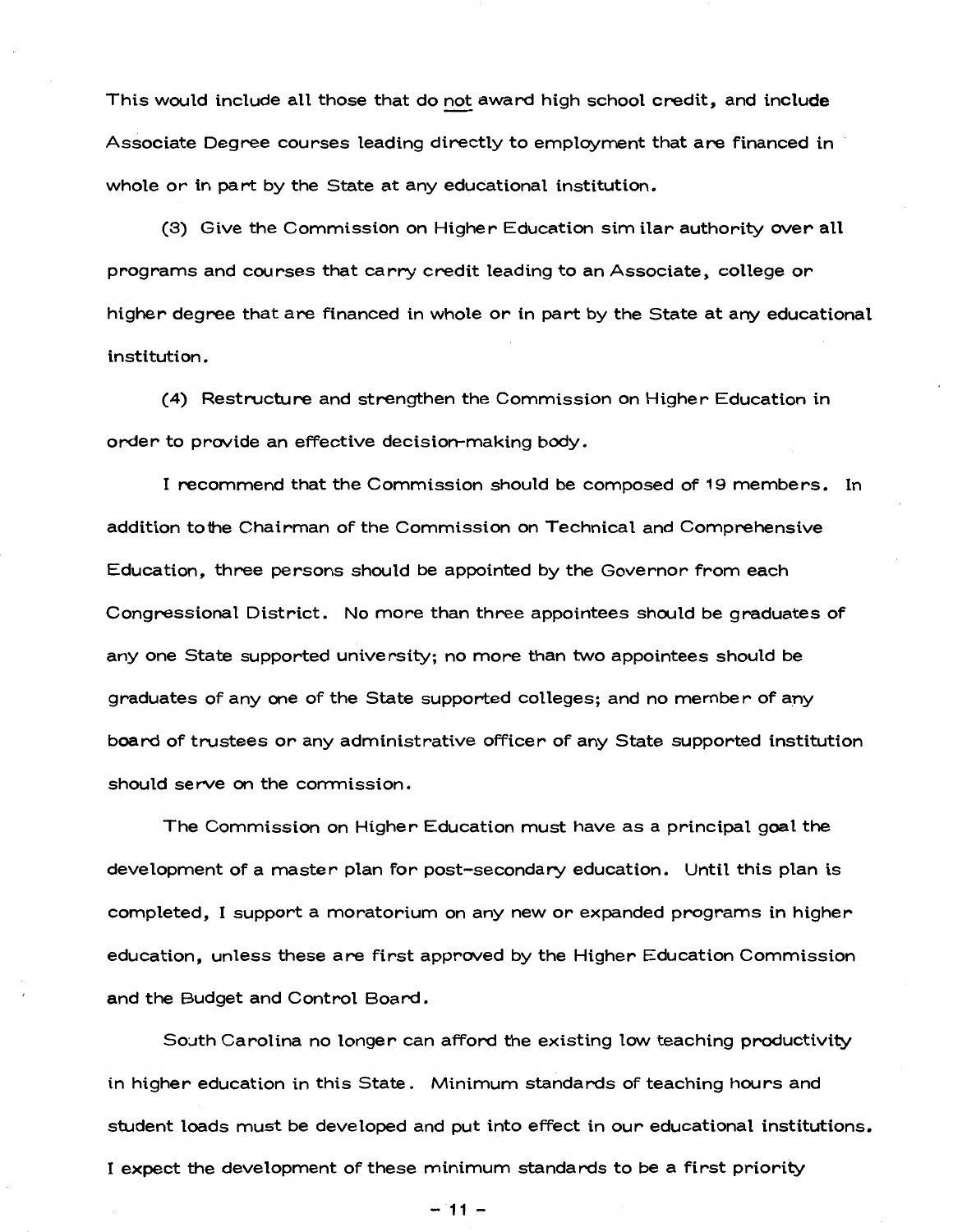This would include all those that do not award high school credit, and include Associate Degree courses leading directly to employment that are financed in whole or in part by the State at any educational institution.

(3) Give the Commission on Higher Education similar authority over all programs and courses that carry credit leading to an Associate, college or higher degree that are financed in whole or in part by the State at any educational institution.

(4) Restructure and strengthen the Commission on Higher Education in order to provide an effective decision-making body.

I recommend that the Commission should be composed of 19 members. In addition to the Chairman of the Commission on Technical and Comprehensive Education, three persons should be appointed by the Governor from each Congressional District. No more than three appointees should be graduates of any one State supported university; no more than two appointees should be graduates of any one of the State supported colleges; and no member of any board of trustees or any administrative officer of any State supported institution should serve on the commission.

The Commission on Higher Education must have as a principal goal the development of a master plan for post-secondary education. Until this plan is completed, I support a moratorium on any new or expanded programs in higher education, unless these are first approved by the Higher Education Commission and the Budget and Control Board.

South Carolina no longer can afford the existing low teaching productivity in higher education in this State. Minimum standards of teaching hours and student loads must be developed and put into effect in our educational institutions. I expect the development of these minimum standards to be a first priority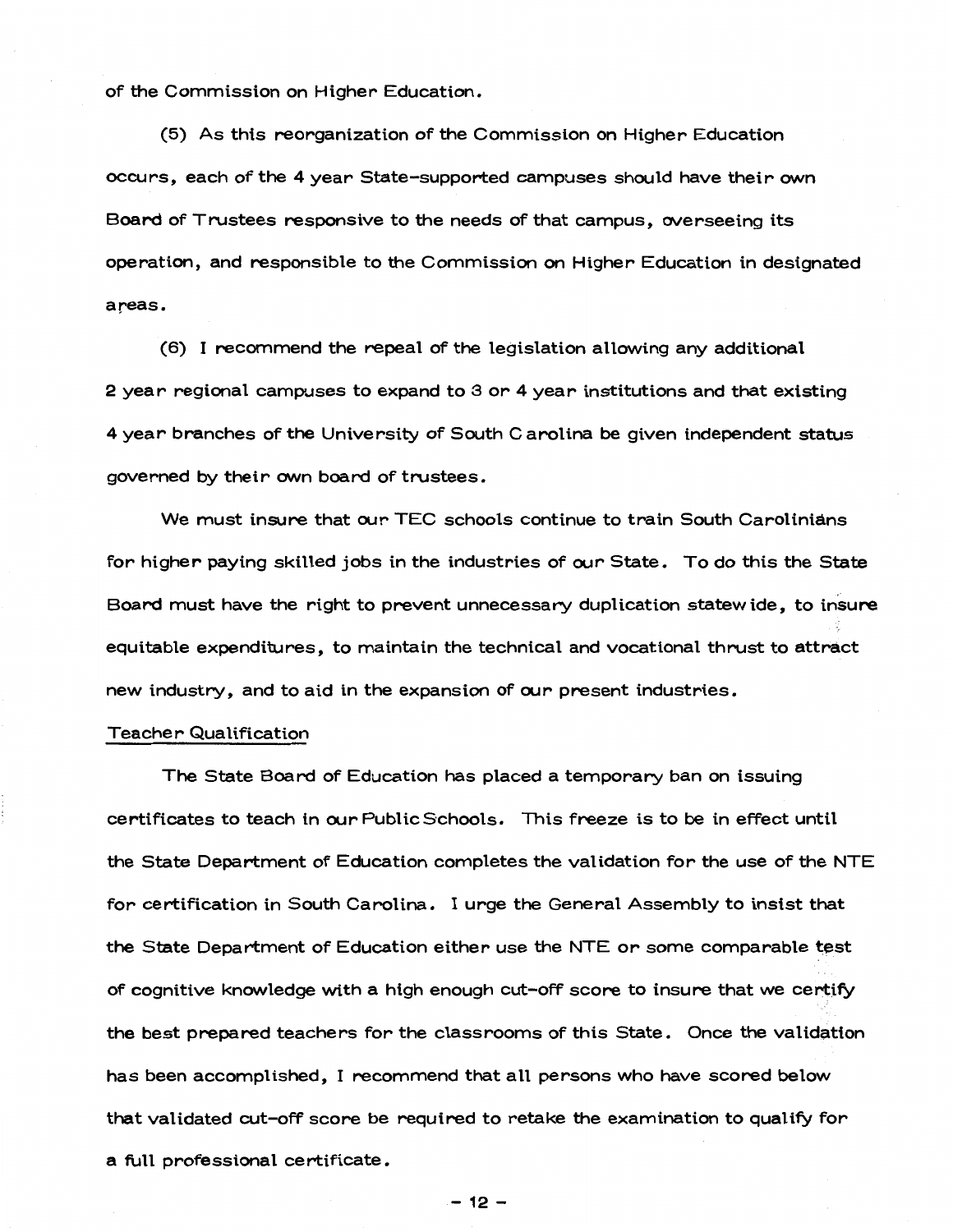of the Commission on Higher Education.

(5) As this reorganization of the Commission on Higher Education occurs, each of the 4 year State-supported campuses should have their own Board of Trustees responsive to the needs of that campus, overseeing its operation, and responsible to the Commission on Higher Education in designated areas.

(6) I recommend the repeal of the legislation allowing any additional 2 year regional campuses to expand to 3 or 4 year institutions and that existing 4 year branches of the University of South Carolina be given independent status governed by their own board of trustees.

We must insure that our TEC schools continue to train South Carolinians for higher paying skilled jobs in the industries of our State. To do this the State Board must have the right to prevent unnecessary duplication statewide, to insure equitable expenditures, to maintain the technical and vocational thrust to attract new industry, and to aid in the expansion of our present industries.

Teacher Qualification

The State Board of Education has placed a temporary ban on issuing certificates to teach in our Public Schools. This freeze is to be in effect until the State Department of Education completes the validation for the use of the NTE for certification in South Carolina. I urge the General Assembly to insist that the State Department of Education either use the NTE or some comparable test of cognitive knowledge with a high enough cut-off score to insure that we certify the best prepared teachers for the classrooms of this State. Once the validation has been accomplished, I recommend that all persons who have scored below that validated cut-off score be required to retake the examination to qualify for a full professional certificate.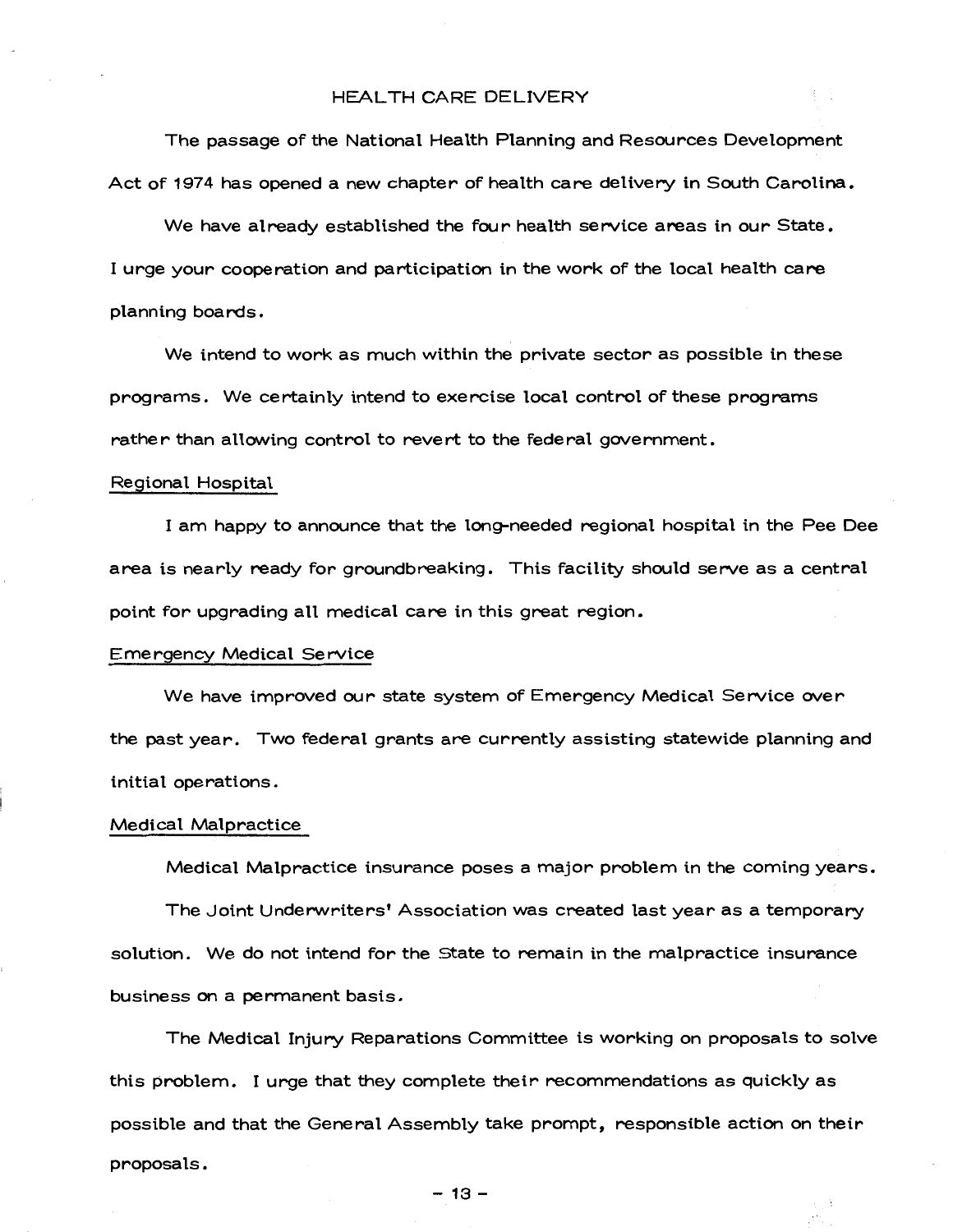## HEALTH CARE DELIVERY

The passage of the National Health Planning and Resources Development Act of 1974 has opened a new chapter of health care delivery in South Carolina.

We have already established the four health service areas in our State. I urge your cooperation and participation in the work of the local health care planning boards.

We intend to work as much within the private sector as possible in these programs. We certainly intend to exercise local control of these programs rather than allowing control to revert to the federal government.

### Regional Hospital

I am happy to announce that the long-needed regional hospital in the Pee Dee area is nearly ready for groundbreaking. This facility should serve as a central point for upgrading all medical care in this great region.

### Emergency Medical Service

We have improved our state system of Emergency Medical Service over the past year. Two federal grants are currently assisting statewide planning and initial operations.

### Medical Malpractice

Medical Malpractice insurance poses a major problem in the coming years.

The Joint Underwriters' Association was created last year as a temporary solution. We do not intend for the State to remain in the malpractice insurance business on a permanent basis.

The Medical Injury Reparations Committee is working on proposals to solve this problem. I urge that they complete their recommendations as quickly as possible and that the General Assembly take prompt, responsible action on their proposals.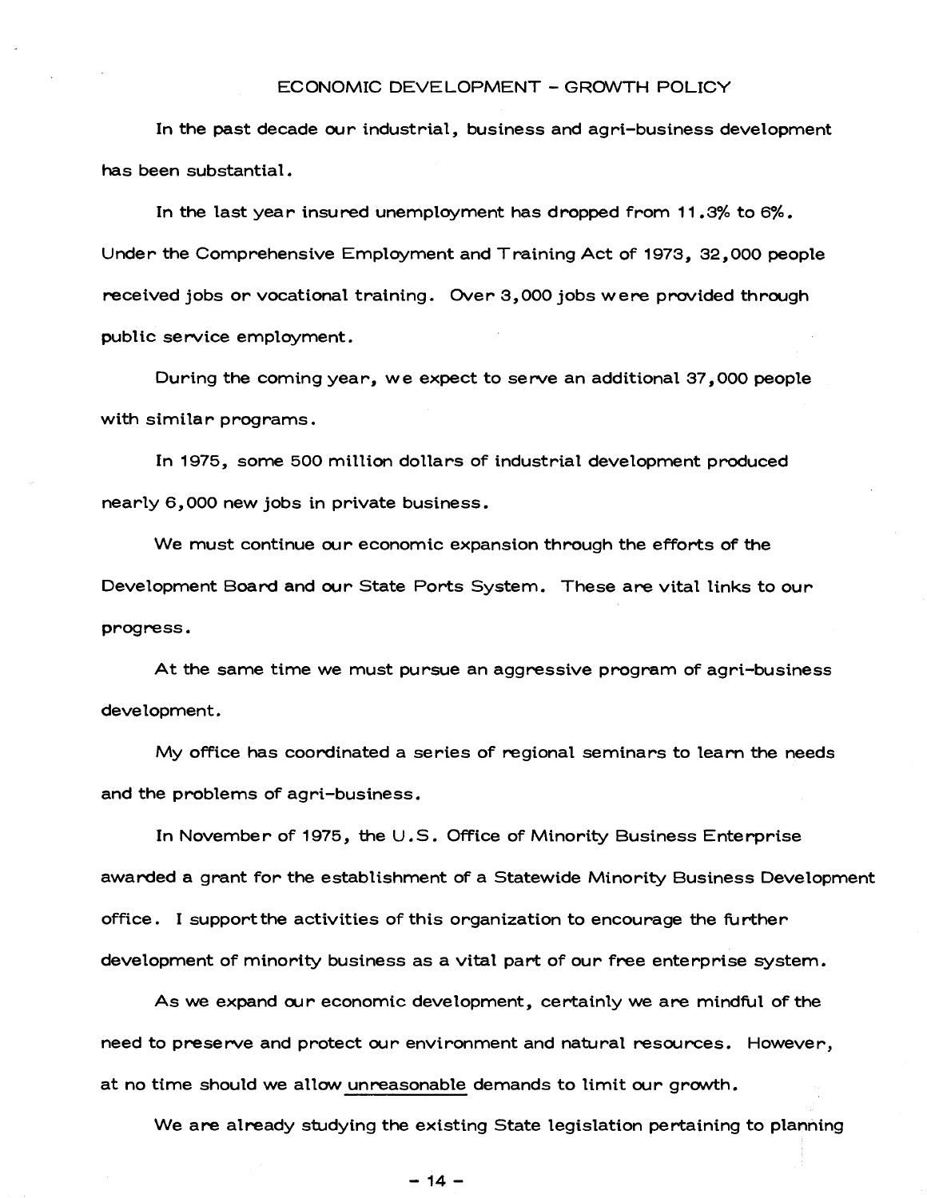## ECONOMIC DEVELOPMENT - GROWTH POLICY

In the past decade our industrial, business and agri-business development has been substantial.

In the last year insured unemployment has dropped from 11.3% to 6%. Under the Comprehensive Employment and Training Act of 1973, 32,000 people received jobs or vocational training. Over 3,000 jobs were provided through public service employment.

During the coming year, we expect to serve an additional 37,000 people with similar programs.

In 1975, some 500 million dollars of industrial development produced nearly 6,000 new jobs in private business.

We must continue our economic expansion through the efforts of the Development Board and our State Ports System. These are vital links to our progress.

At the same time we must pursue an aggressive program of agri-business development.

My office has coordinated a series of regional seminars to learn the needs and the problems of agri-business.

In November of 1975, the U.S. Office of Minority Business Enterprise awarded a grant for the establishment of a Statewide Minority Business Development office. I support the activities of this organization to encourage the further development of minority business as a vital part of our free enterprise system.

As we expand our economic development, certainly we are mindful of the need to preserve and protect our environment and natural resources. However, at no time should we allow <u>unreasonable</u> demands to limit our growth.

We are already studying the existing State legislation pertaining to planning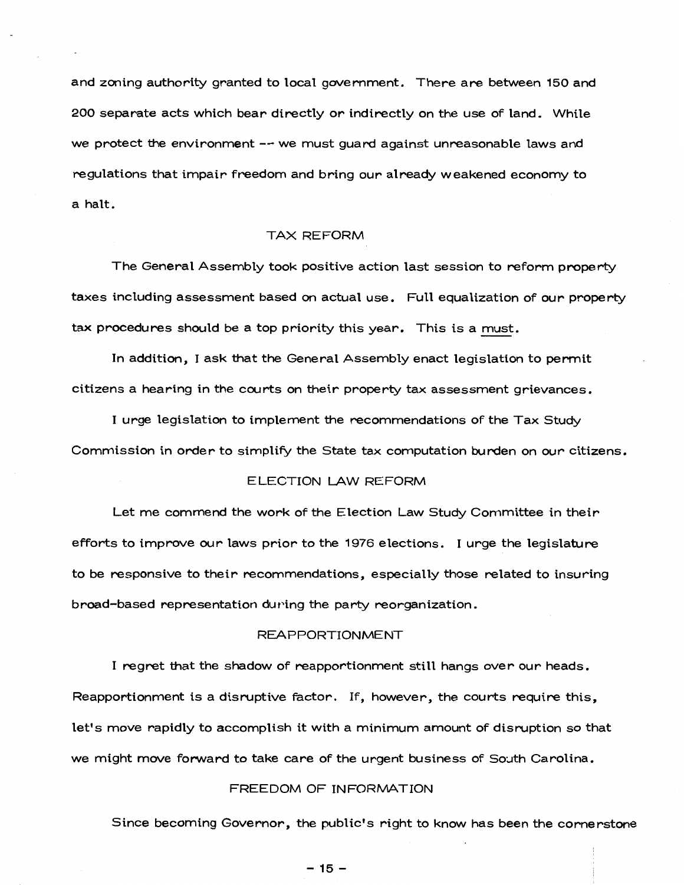and zoning authority granted to local government. There are between 150 and 200 separate acts which bear directly or indirectly on the use of land. While we protect the environment -- we must guard against unreasonable laws and regulations that impair freedom and bring our already weakened economy to a halt.

## TAX REFORM

The General Assembly took positive action last session to reform property taxes including assessment based on actual use. Full equalization of our property tax procedures should be a top priority this year. This is a must.

In addition, I ask that the General Assembly enact legislation to permit citizens a hearing in the courts on their property tax assessment grievances.

I urge legislation to implement the recommendations of the Tax Study Commission in order to simplify the State tax computation burden on our citizens.

## ELECTION LAW REFORM

Let me commend the work of the Election Law Study Committee in their efforts to improve our laws prior to the 1976 elections. I urge the legislature to be responsive to their recommendations, especially those related to insuring broad-based representation during the party reorganization.

## REAPPORTIONMENT

I regret that the shadow of reapportionment still hangs over our heads. Reapportionment is a disruptive factor. If, however, the courts require this, let's move rapidly to accomplish it with a minimum amount of disruption so that we might move forward to take care of the urgent business of South Carolina.

## FREEDOM OF INFORMATION

Since becoming Governor, the public's right to know has been the cornerstone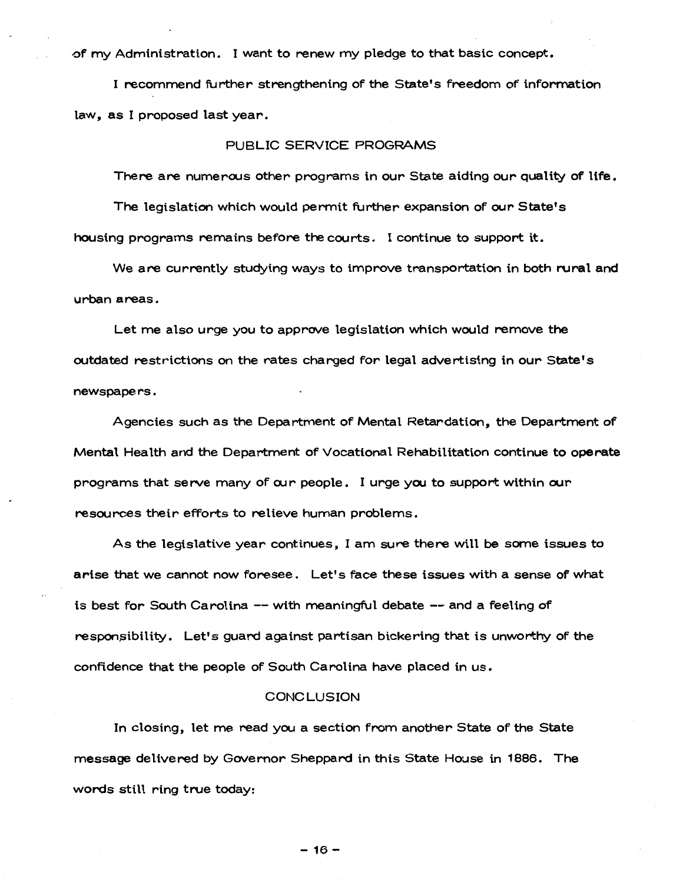of my Administration. I want to renew my pledge to that basic concept.

I recommend further strengthening of the State's freedom of information law, as I proposed last year.

## PUBLIC SERVICE PROGRAMS

There are numerous other programs in our State aiding our quality of life.

The legislation which would permit further expansion of our State's housing programs remains before the courts. I continue to support it.

We are currently studying ways to improve transportation in both rural and urban areas.

Let me also urge you to approve legislation which would remove the outdated restrictions on the rates charged for legal advertising in our State's newspapers.

Agencies such as the Department of Mental Retardation, the Department of Mental Health and the Department of Vocational Rehabilitation continue to operate programs that serve many of our people. I urge you to support within our resources their efforts to relieve human problems.

As the legislative year continues, I am sure there will be some issues to arise that we cannot now foresee. Let's face these issues with a sense of what is best for South Carolina -- with meaningful debate -- and a feeling of responsibility. Let's guard against partisan bickering that is unworthy of the confidence that the people of South Carolina have placed in us.

## CONCLUSION

In closing, let me read you a section from another State of the State message delivered by Governor Sheppard in this State House in 1886. The words still ring true today: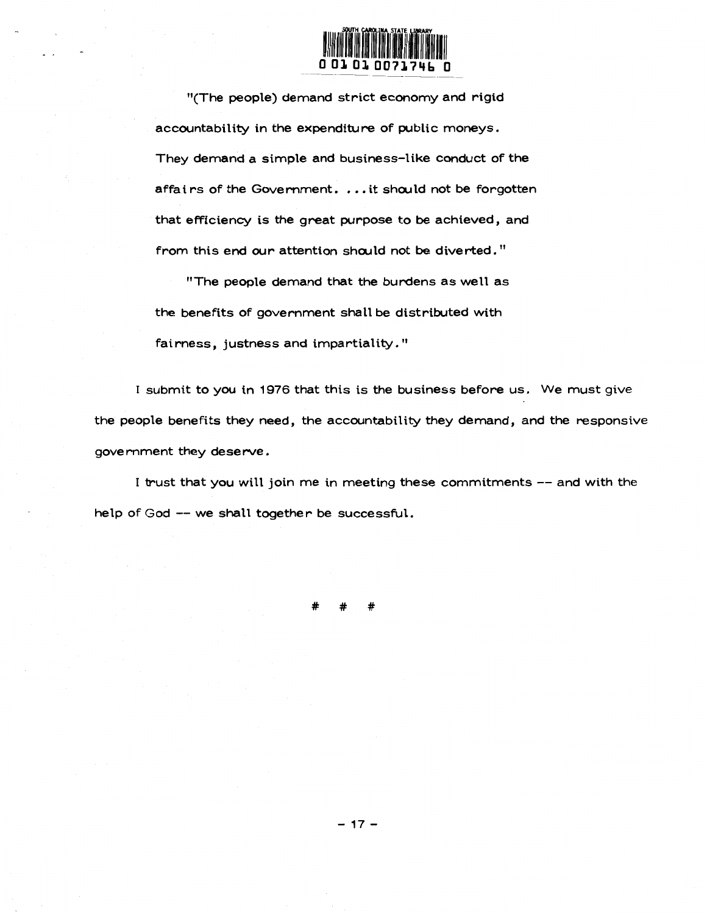"(The people) demand strict economy and rigid accountability in the expenditure of public moneys. They demand a simple and business-like conduct of the affairs of the Government. ...it should not be forgotten that efficiency is the great purpose to be achieved, and from this end our attention should not be diverted."

"The people demand that the burdens as well as the benefits of government shall be distributed with fairness, justness and impartiality."

I submit to you in 1976 that this is the business before us. We must give the people benefits they need, the accountability they demand, and the responsive government they deserve.

I trust that you will join me in meeting these commitments -- and with the help of God -- we shall together be successful.

# # #